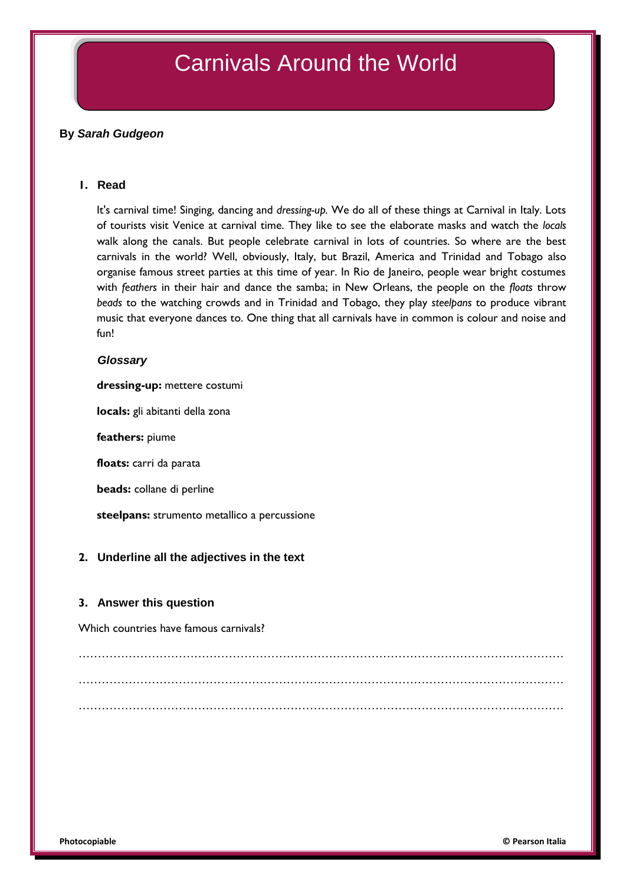# Carnivals Around the World

**By *Sarah Gudgeon***

## 1. Read

It's carnival time! Singing, dancing and *dressing-up*. We do all of these things at Carnival in Italy. Lots of tourists visit Venice at carnival time. They like to see the elaborate masks and watch the *locals* walk along the canals. But people celebrate carnival in lots of countries. So where are the best carnivals in the world? Well, obviously, Italy, but Brazil, America and Trinidad and Tobago also organise famous street parties at this time of year. In Rio de Janeiro, people wear bright costumes with *feathers* in their hair and dance the samba; in New Orleans, the people on the *floats* throw *beads* to the watching crowds and in Trinidad and Tobago, they play *steelpans* to produce vibrant music that everyone dances to. One thing that all carnivals have in common is colour and noise and fun!

### *Glossary*

**dressing-up:** mettere costumi

**locals:** gli abitanti della zona

**feathers:** piume

**floats:** carri da parata

**beads:** collane di perline

**steelpans:** strumento metallico a percussione

## 2. Underline all the adjectives in the text

## 3. Answer this question

Which countries have famous carnivals?

…………………………………………………………………………………………………………………

…………………………………………………………………………………………………………………

…………………………………………………………………………………………………………………

Photocopiable

© Pearson Italia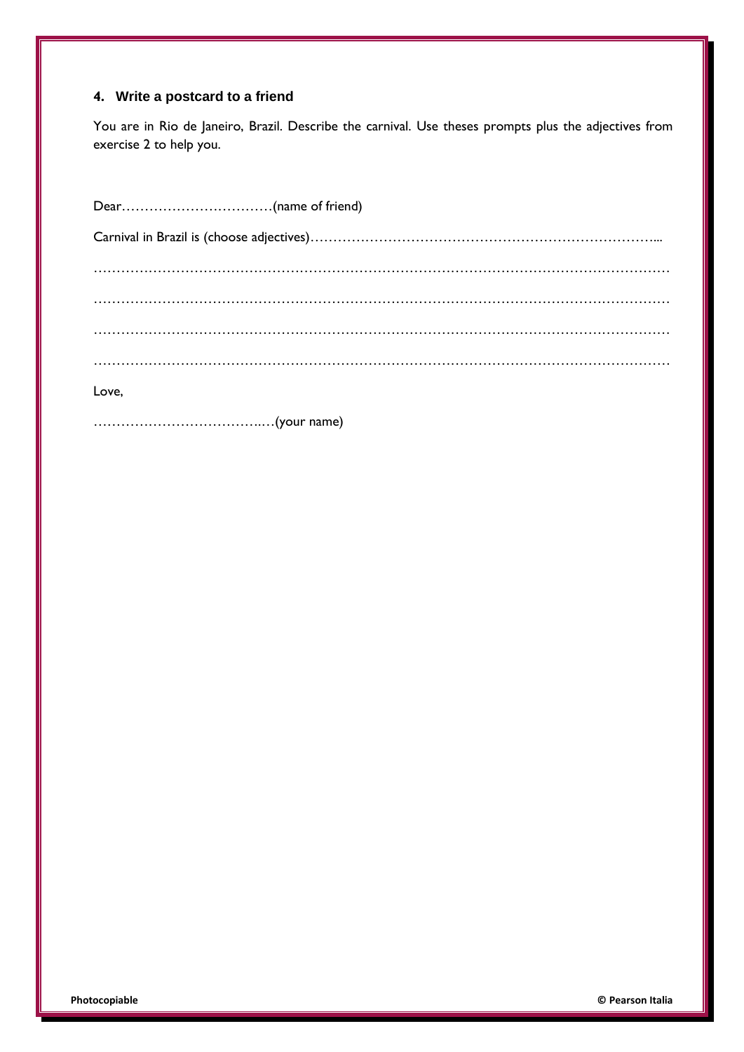### 4. Write a postcard to a friend

You are in Rio de Janeiro, Brazil. Describe the carnival. Use theses prompts plus the adjectives from exercise 2 to help you.

Dear……………………………(name of friend)

Carnival in Brazil is (choose adjectives)…………………………………………………………………...

……………………………………………………………………………………………………………

……………………………………………………………………………………………………………

……………………………………………………………………………………………………………

……………………………………………………………………………………………………………

Love,

…………………………….…(your name)

**Photocopiable** **© Pearson Italia**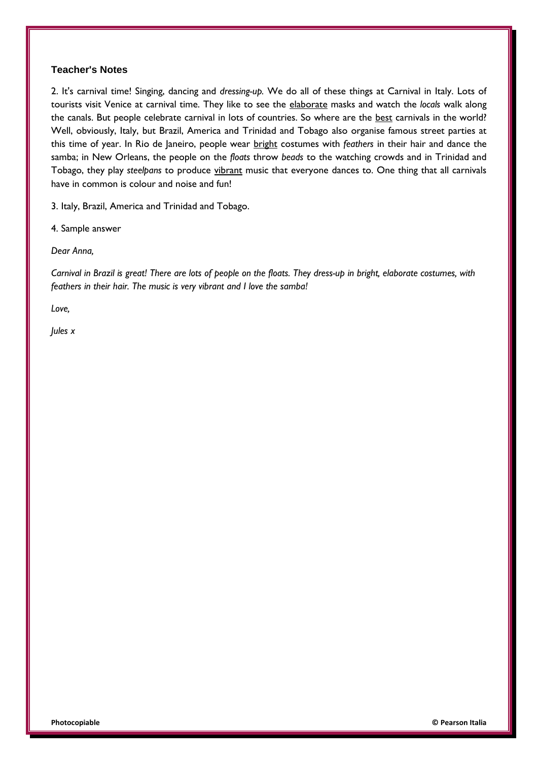### Teacher's Notes

2. It's carnival time! Singing, dancing and *dressing-up*. We do all of these things at Carnival in Italy. Lots of tourists visit Venice at carnival time. They like to see the <u>elaborate</u> masks and watch the *locals* walk along the canals. But people celebrate carnival in lots of countries. So where are the <u>best</u> carnivals in the world? Well, obviously, Italy, but Brazil, America and Trinidad and Tobago also organise famous street parties at this time of year. In Rio de Janeiro, people wear <u>bright</u> costumes with *feathers* in their hair and dance the samba; in New Orleans, the people on the *floats* throw *beads* to the watching crowds and in Trinidad and Tobago, they play *steelpans* to produce <u>vibrant</u> music that everyone dances to. One thing that all carnivals have in common is colour and noise and fun!

3. Italy, Brazil, America and Trinidad and Tobago.

4. Sample answer

*Dear Anna,*

*Carnival in Brazil is great! There are lots of people on the floats. They dress-up in bright, elaborate costumes, with feathers in their hair. The music is very vibrant and I love the samba!*

*Love,*

*Jules x*

**Photocopiable** **© Pearson Italia**